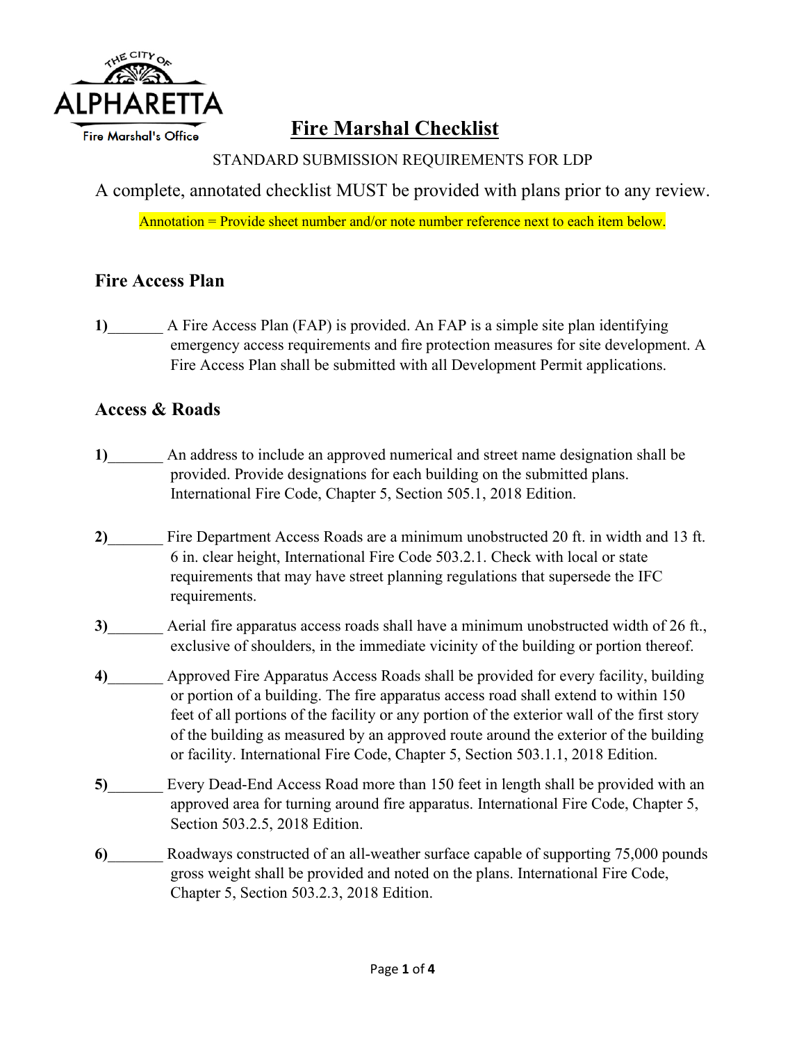# Fire Marshal Checklist

STANDARD SUBMISSION REQUIREMENTS FOR LDP

A complete, annotated checklist MUST be provided with plans prior to any review.

Annotation = Provide sheet number and/or note number reference next to each item below.

## Fire Access Plan

**1)**_______ A Fire Access Plan (FAP) is provided. An FAP is a simple site plan identifying emergency access requirements and fire protection measures for site development. A Fire Access Plan shall be submitted with all Development Permit applications.

## Access & Roads

**1)**_______ An address to include an approved numerical and street name designation shall be provided. Provide designations for each building on the submitted plans. International Fire Code, Chapter 5, Section 505.1, 2018 Edition.

**2)**_______ Fire Department Access Roads are a minimum unobstructed 20 ft. in width and 13 ft. 6 in. clear height, International Fire Code 503.2.1. Check with local or state requirements that may have street planning regulations that supersede the IFC requirements.

**3)**_______ Aerial fire apparatus access roads shall have a minimum unobstructed width of 26 ft., exclusive of shoulders, in the immediate vicinity of the building or portion thereof.

**4)**_______ Approved Fire Apparatus Access Roads shall be provided for every facility, building or portion of a building. The fire apparatus access road shall extend to within 150 feet of all portions of the facility or any portion of the exterior wall of the first story of the building as measured by an approved route around the exterior of the building or facility. International Fire Code, Chapter 5, Section 503.1.1, 2018 Edition.

**5)**_______ Every Dead-End Access Road more than 150 feet in length shall be provided with an approved area for turning around fire apparatus. International Fire Code, Chapter 5, Section 503.2.5, 2018 Edition.

**6)**_______ Roadways constructed of an all-weather surface capable of supporting 75,000 pounds gross weight shall be provided and noted on the plans. International Fire Code, Chapter 5, Section 503.2.3, 2018 Edition.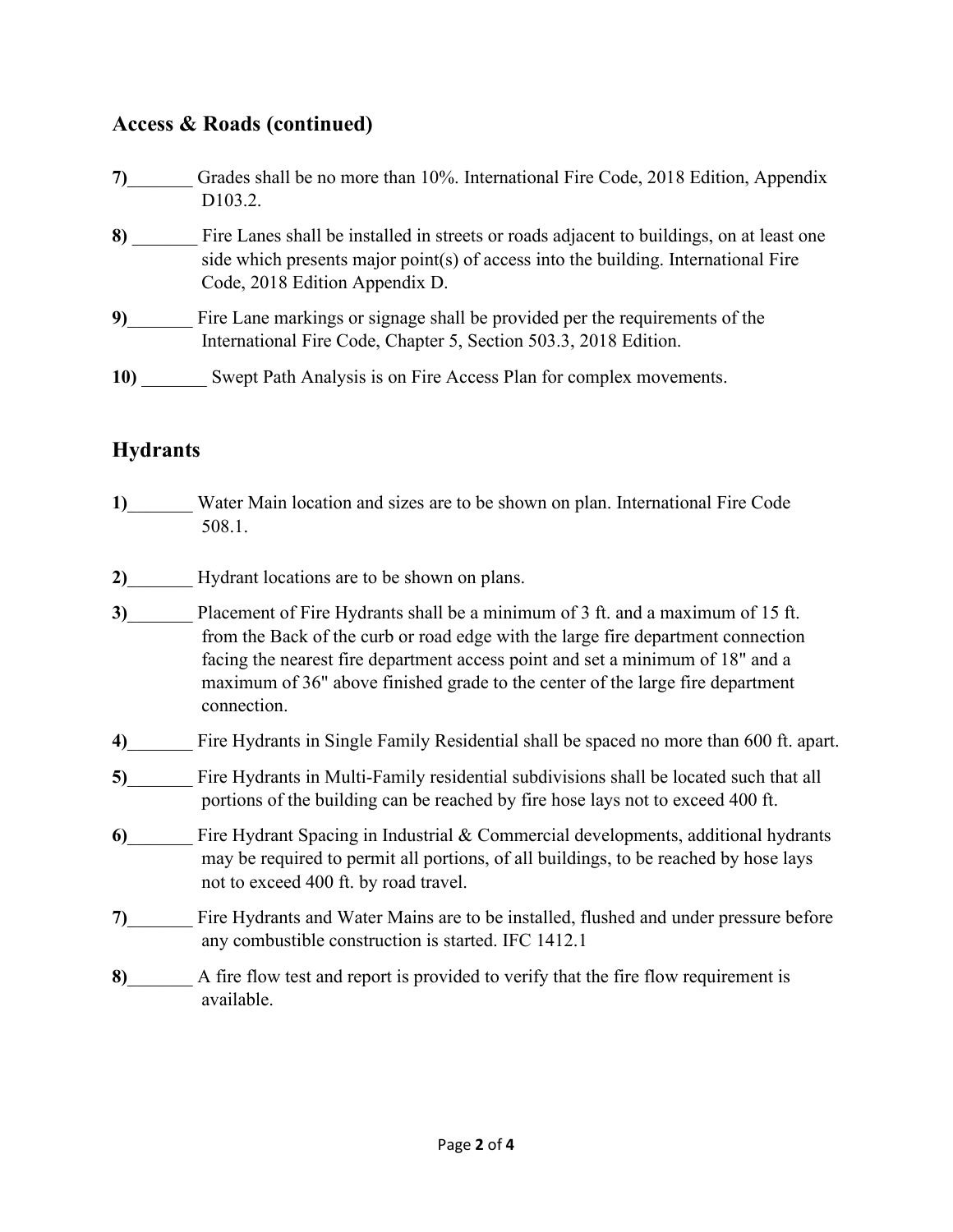## Access & Roads (continued)

**7)**_______ Grades shall be no more than 10%. International Fire Code, 2018 Edition, Appendix D103.2.

**8)** _______ Fire Lanes shall be installed in streets or roads adjacent to buildings, on at least one side which presents major point(s) of access into the building. International Fire Code, 2018 Edition Appendix D.

**9)**_______ Fire Lane markings or signage shall be provided per the requirements of the International Fire Code, Chapter 5, Section 503.3, 2018 Edition.

**10)** _______ Swept Path Analysis is on Fire Access Plan for complex movements.

## Hydrants

**1)**_______ Water Main location and sizes are to be shown on plan. International Fire Code 508.1.

**2)**_______ Hydrant locations are to be shown on plans.

**3)**_______ Placement of Fire Hydrants shall be a minimum of 3 ft. and a maximum of 15 ft. from the Back of the curb or road edge with the large fire department connection facing the nearest fire department access point and set a minimum of 18" and a maximum of 36" above finished grade to the center of the large fire department connection.

**4)**_______ Fire Hydrants in Single Family Residential shall be spaced no more than 600 ft. apart.

**5)**_______ Fire Hydrants in Multi-Family residential subdivisions shall be located such that all portions of the building can be reached by fire hose lays not to exceed 400 ft.

**6)**_______ Fire Hydrant Spacing in Industrial & Commercial developments, additional hydrants may be required to permit all portions, of all buildings, to be reached by hose lays not to exceed 400 ft. by road travel.

**7)**_______ Fire Hydrants and Water Mains are to be installed, flushed and under pressure before any combustible construction is started. IFC 1412.1

**8)**_______ A fire flow test and report is provided to verify that the fire flow requirement is available.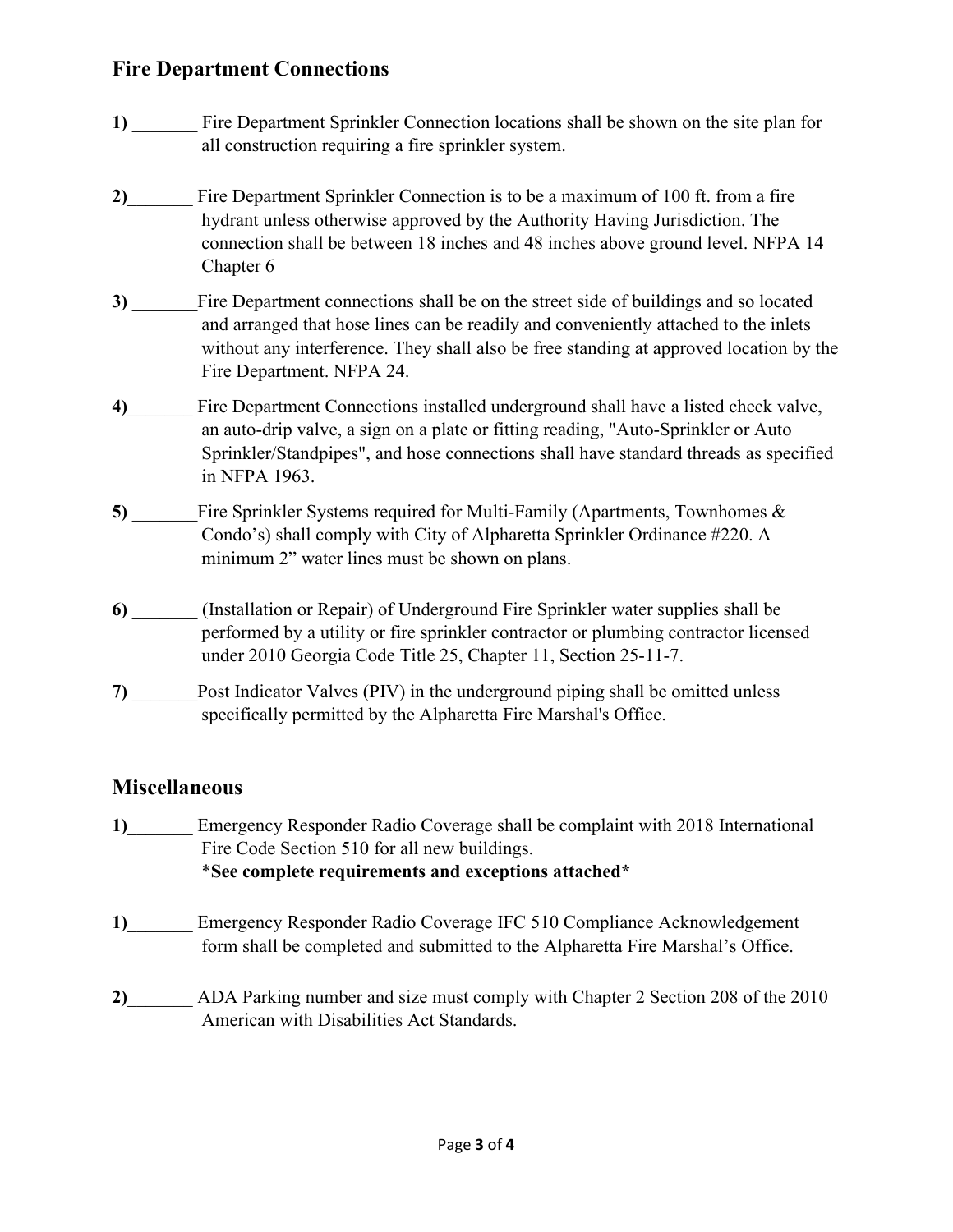## Fire Department Connections

**1)** _______ Fire Department Sprinkler Connection locations shall be shown on the site plan for all construction requiring a fire sprinkler system.

**2)**_______ Fire Department Sprinkler Connection is to be a maximum of 100 ft. from a fire hydrant unless otherwise approved by the Authority Having Jurisdiction. The connection shall be between 18 inches and 48 inches above ground level. NFPA 14 Chapter 6

**3)** _______Fire Department connections shall be on the street side of buildings and so located and arranged that hose lines can be readily and conveniently attached to the inlets without any interference. They shall also be free standing at approved location by the Fire Department. NFPA 24.

**4)**_______ Fire Department Connections installed underground shall have a listed check valve, an auto-drip valve, a sign on a plate or fitting reading, "Auto-Sprinkler or Auto Sprinkler/Standpipes", and hose connections shall have standard threads as specified in NFPA 1963.

**5)** _______Fire Sprinkler Systems required for Multi-Family (Apartments, Townhomes & Condo's) shall comply with City of Alpharetta Sprinkler Ordinance #220. A minimum 2" water lines must be shown on plans.

**6)** _______ (Installation or Repair) of Underground Fire Sprinkler water supplies shall be performed by a utility or fire sprinkler contractor or plumbing contractor licensed under 2010 Georgia Code Title 25, Chapter 11, Section 25-11-7.

**7)** _______Post Indicator Valves (PIV) in the underground piping shall be omitted unless specifically permitted by the Alpharetta Fire Marshal's Office.

## Miscellaneous

**1)**_______ Emergency Responder Radio Coverage shall be complaint with 2018 International Fire Code Section 510 for all new buildings.
**\*See complete requirements and exceptions attached\***

**1)**_______ Emergency Responder Radio Coverage IFC 510 Compliance Acknowledgement form shall be completed and submitted to the Alpharetta Fire Marshal's Office.

**2)**_______ ADA Parking number and size must comply with Chapter 2 Section 208 of the 2010 American with Disabilities Act Standards.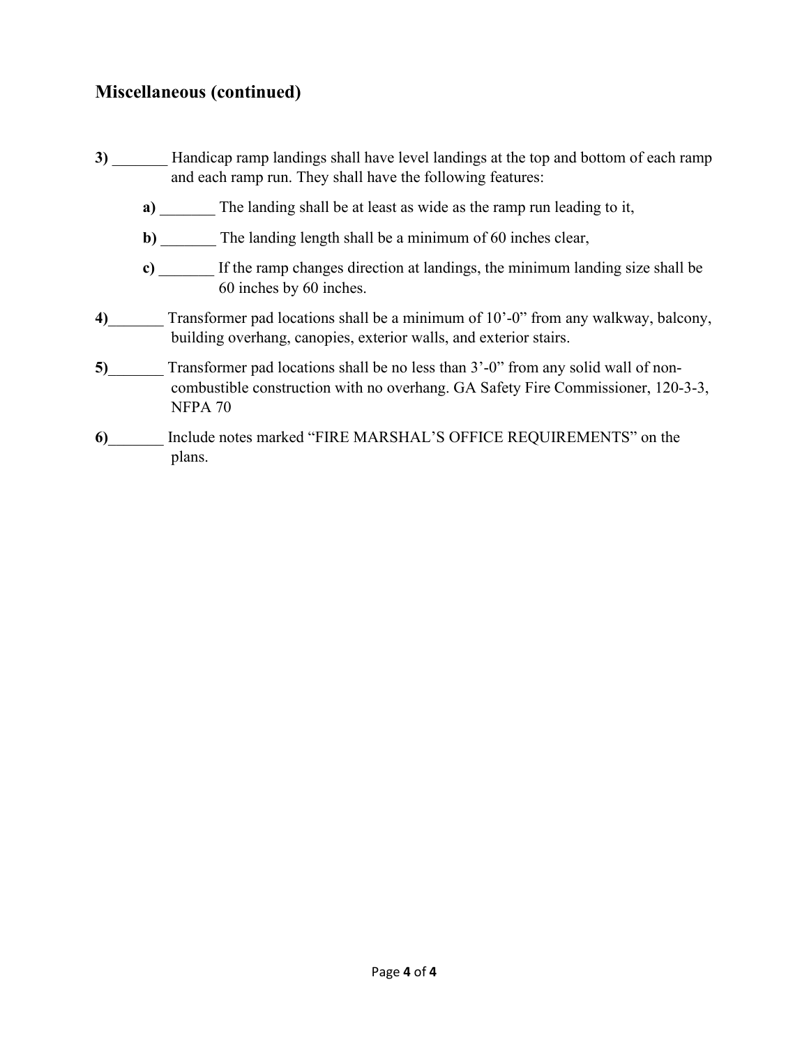## Miscellaneous (continued)

**3)** _______ Handicap ramp landings shall have level landings at the top and bottom of each ramp and each ramp run. They shall have the following features:

- **a)** _______ The landing shall be at least as wide as the ramp run leading to it,
- **b)** _______ The landing length shall be a minimum of 60 inches clear,
- **c)** _______ If the ramp changes direction at landings, the minimum landing size shall be 60 inches by 60 inches.

**4)**_______ Transformer pad locations shall be a minimum of 10'-0" from any walkway, balcony, building overhang, canopies, exterior walls, and exterior stairs.

**5)**_______ Transformer pad locations shall be no less than 3'-0" from any solid wall of non-combustible construction with no overhang. GA Safety Fire Commissioner, 120-3-3, NFPA 70

**6)**_______ Include notes marked "FIRE MARSHAL'S OFFICE REQUIREMENTS" on the plans.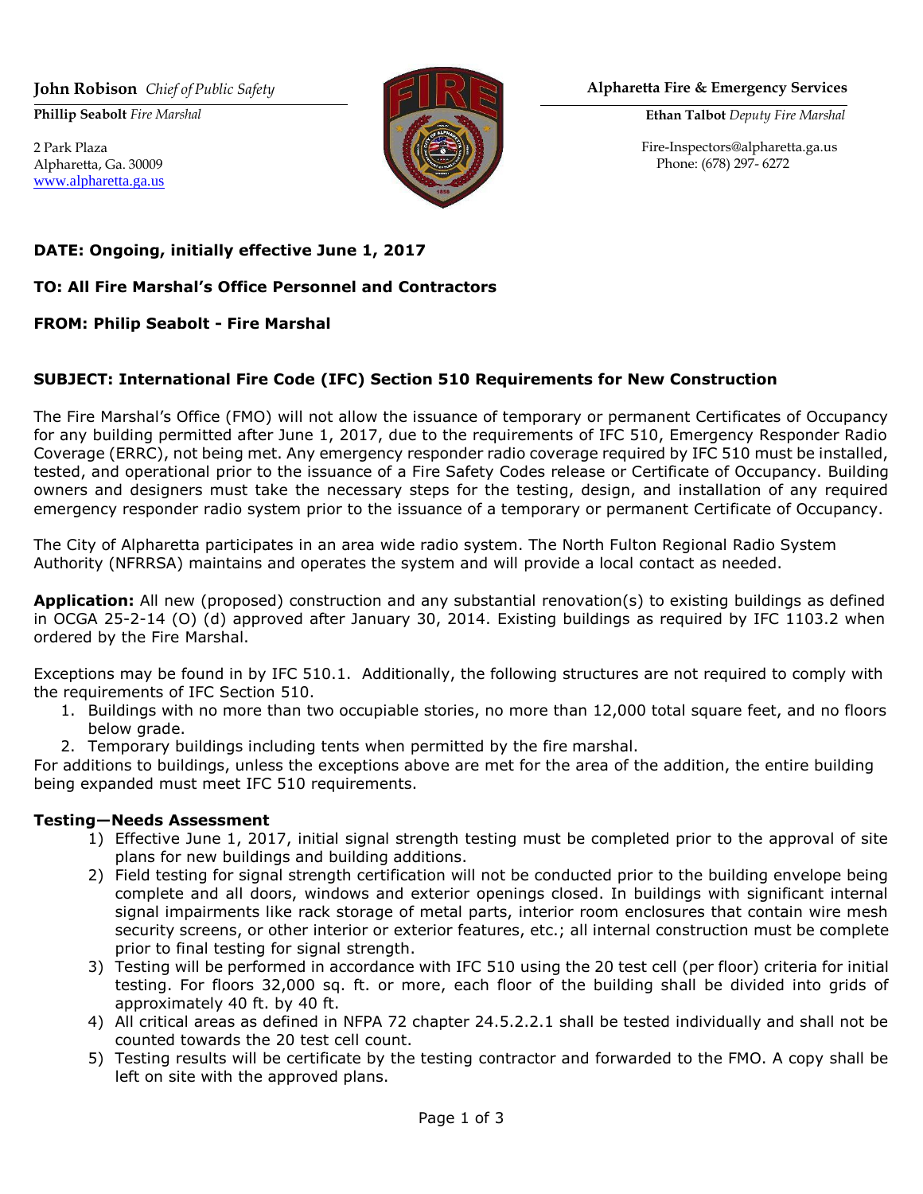**John Robison** *Chief of Public Safety*

**Phillip Seabolt** *Fire Marshal*

2 Park Plaza
Alpharetta, Ga. 30009
www.alpharetta.ga.us

**Alpharetta Fire & Emergency Services**

**Ethan Talbot** *Deputy Fire Marshal*

Fire-Inspectors@alpharetta.ga.us
Phone: (678) 297- 6272

**DATE: Ongoing, initially effective June 1, 2017**

**TO: All Fire Marshal's Office Personnel and Contractors**

**FROM: Philip Seabolt - Fire Marshal**

**SUBJECT: International Fire Code (IFC) Section 510 Requirements for New Construction**

The Fire Marshal's Office (FMO) will not allow the issuance of temporary or permanent Certificates of Occupancy for any building permitted after June 1, 2017, due to the requirements of IFC 510, Emergency Responder Radio Coverage (ERRC), not being met. Any emergency responder radio coverage required by IFC 510 must be installed, tested, and operational prior to the issuance of a Fire Safety Codes release or Certificate of Occupancy. Building owners and designers must take the necessary steps for the testing, design, and installation of any required emergency responder radio system prior to the issuance of a temporary or permanent Certificate of Occupancy.

The City of Alpharetta participates in an area wide radio system. The North Fulton Regional Radio System Authority (NFRRSA) maintains and operates the system and will provide a local contact as needed.

**Application:** All new (proposed) construction and any substantial renovation(s) to existing buildings as defined in OCGA 25-2-14 (O) (d) approved after January 30, 2014. Existing buildings as required by IFC 1103.2 when ordered by the Fire Marshal.

Exceptions may be found in by IFC 510.1. Additionally, the following structures are not required to comply with the requirements of IFC Section 510.

1. Buildings with no more than two occupiable stories, no more than 12,000 total square feet, and no floors below grade.
2. Temporary buildings including tents when permitted by the fire marshal.

For additions to buildings, unless the exceptions above are met for the area of the addition, the entire building being expanded must meet IFC 510 requirements.

**Testing—Needs Assessment**

1) Effective June 1, 2017, initial signal strength testing must be completed prior to the approval of site plans for new buildings and building additions.
2) Field testing for signal strength certification will not be conducted prior to the building envelope being complete and all doors, windows and exterior openings closed. In buildings with significant internal signal impairments like rack storage of metal parts, interior room enclosures that contain wire mesh security screens, or other interior or exterior features, etc.; all internal construction must be complete prior to final testing for signal strength.
3) Testing will be performed in accordance with IFC 510 using the 20 test cell (per floor) criteria for initial testing. For floors 32,000 sq. ft. or more, each floor of the building shall be divided into grids of approximately 40 ft. by 40 ft.
4) All critical areas as defined in NFPA 72 chapter 24.5.2.2.1 shall be tested individually and shall not be counted towards the 20 test cell count.
5) Testing results will be certificate by the testing contractor and forwarded to the FMO. A copy shall be left on site with the approved plans.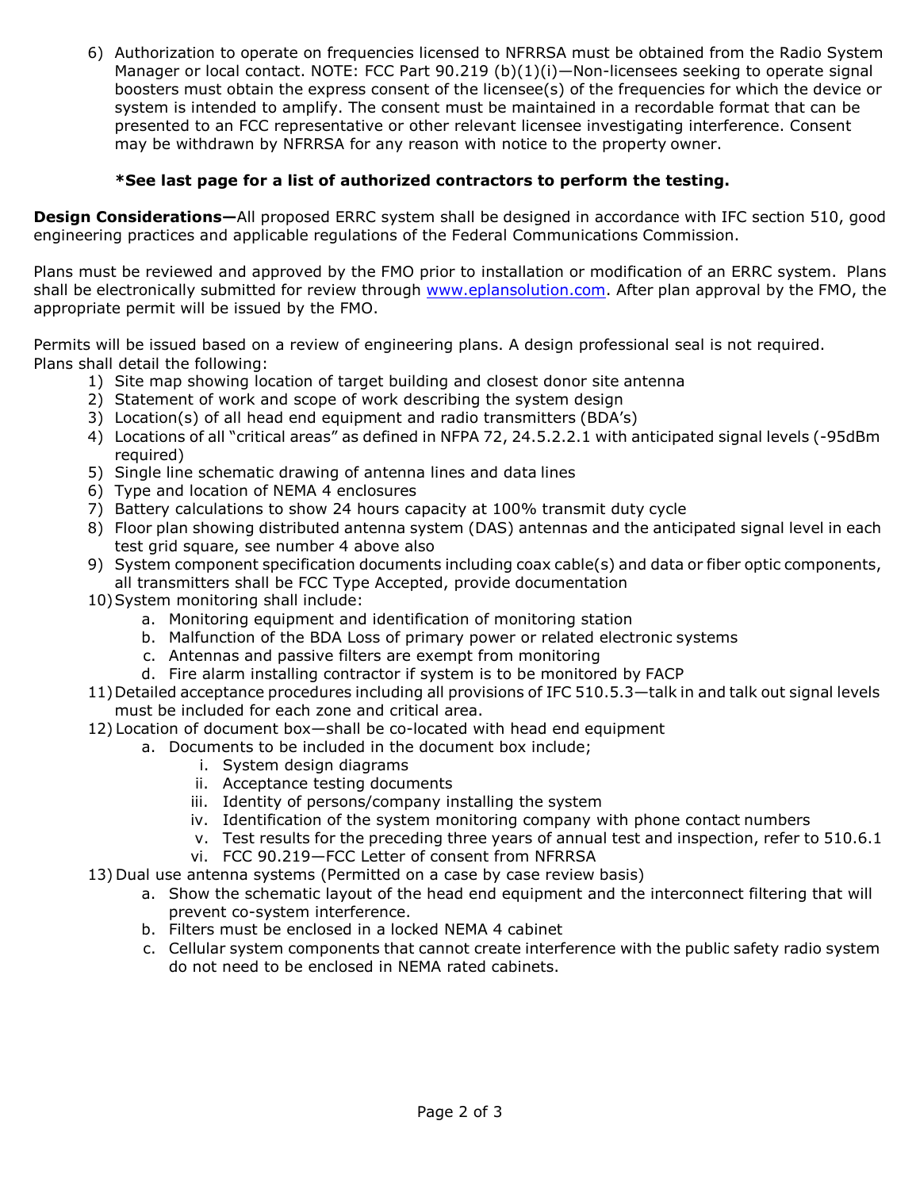6) Authorization to operate on frequencies licensed to NFRRSA must be obtained from the Radio System Manager or local contact. NOTE: FCC Part 90.219 (b)(1)(i)—Non-licensees seeking to operate signal boosters must obtain the express consent of the licensee(s) of the frequencies for which the device or system is intended to amplify. The consent must be maintained in a recordable format that can be presented to an FCC representative or other relevant licensee investigating interference. Consent may be withdrawn by NFRRSA for any reason with notice to the property owner.

**\*See last page for a list of authorized contractors to perform the testing.**

**Design Considerations—**All proposed ERRC system shall be designed in accordance with IFC section 510, good engineering practices and applicable regulations of the Federal Communications Commission.

Plans must be reviewed and approved by the FMO prior to installation or modification of an ERRC system. Plans shall be electronically submitted for review through www.eplansolution.com. After plan approval by the FMO, the appropriate permit will be issued by the FMO.

Permits will be issued based on a review of engineering plans. A design professional seal is not required. Plans shall detail the following:

1) Site map showing location of target building and closest donor site antenna
2) Statement of work and scope of work describing the system design
3) Location(s) of all head end equipment and radio transmitters (BDA's)
4) Locations of all "critical areas" as defined in NFPA 72, 24.5.2.2.1 with anticipated signal levels (-95dBm required)
5) Single line schematic drawing of antenna lines and data lines
6) Type and location of NEMA 4 enclosures
7) Battery calculations to show 24 hours capacity at 100% transmit duty cycle
8) Floor plan showing distributed antenna system (DAS) antennas and the anticipated signal level in each test grid square, see number 4 above also
9) System component specification documents including coax cable(s) and data or fiber optic components, all transmitters shall be FCC Type Accepted, provide documentation
10) System monitoring shall include:
    a. Monitoring equipment and identification of monitoring station
    b. Malfunction of the BDA Loss of primary power or related electronic systems
    c. Antennas and passive filters are exempt from monitoring
    d. Fire alarm installing contractor if system is to be monitored by FACP
11) Detailed acceptance procedures including all provisions of IFC 510.5.3—talk in and talk out signal levels must be included for each zone and critical area.
12) Location of document box—shall be co-located with head end equipment
    a. Documents to be included in the document box include;
        i. System design diagrams
        ii. Acceptance testing documents
        iii. Identity of persons/company installing the system
        iv. Identification of the system monitoring company with phone contact numbers
        v. Test results for the preceding three years of annual test and inspection, refer to 510.6.1
        vi. FCC 90.219—FCC Letter of consent from NFRRSA
13) Dual use antenna systems (Permitted on a case by case review basis)
    a. Show the schematic layout of the head end equipment and the interconnect filtering that will prevent co-system interference.
    b. Filters must be enclosed in a locked NEMA 4 cabinet
    c. Cellular system components that cannot create interference with the public safety radio system do not need to be enclosed in NEMA rated cabinets.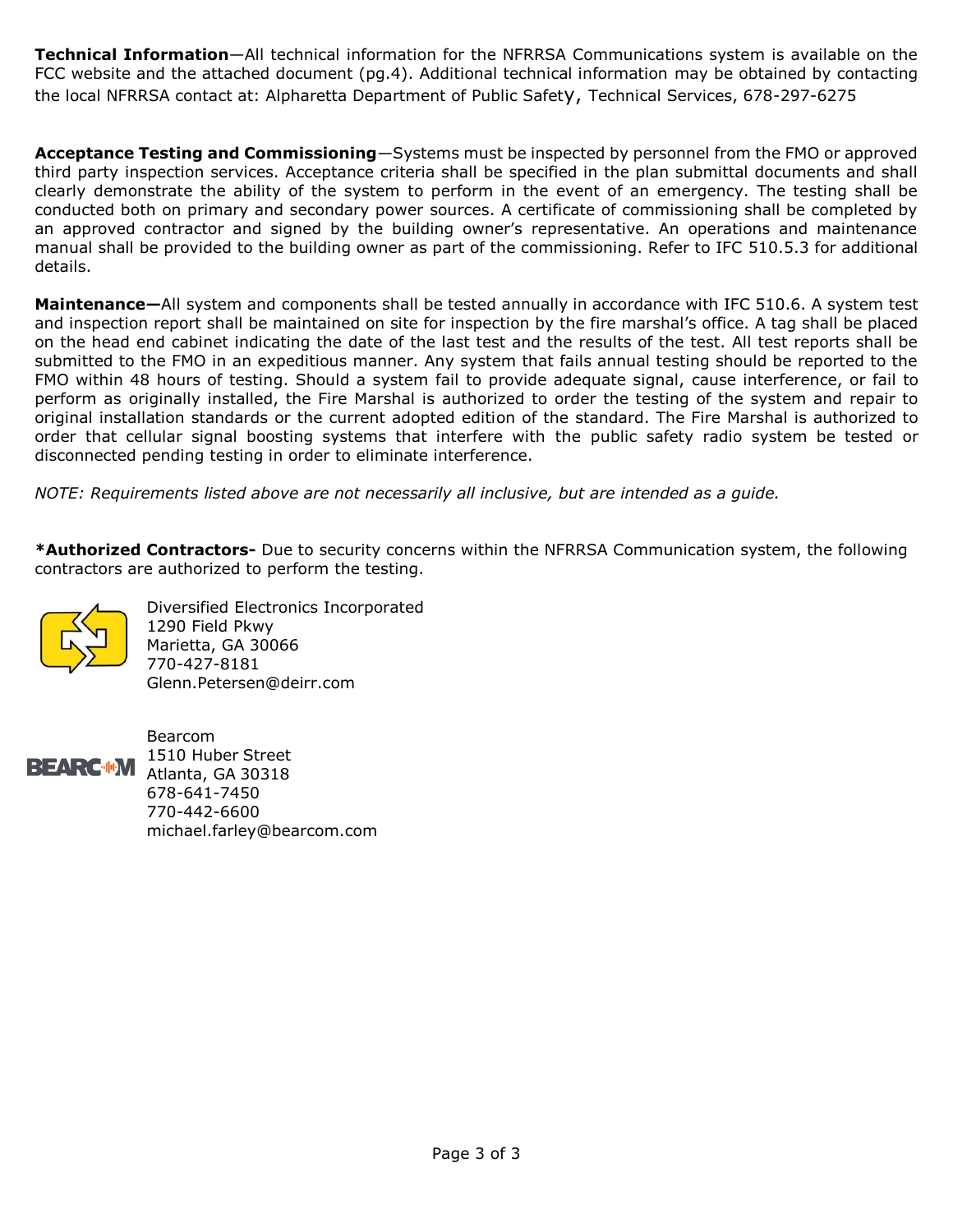**Technical Information**—All technical information for the NFRRSA Communications system is available on the FCC website and the attached document (pg.4). Additional technical information may be obtained by contacting the local NFRRSA contact at: Alpharetta Department of Public Safety, Technical Services, 678-297-6275

**Acceptance Testing and Commissioning**—Systems must be inspected by personnel from the FMO or approved third party inspection services. Acceptance criteria shall be specified in the plan submittal documents and shall clearly demonstrate the ability of the system to perform in the event of an emergency. The testing shall be conducted both on primary and secondary power sources. A certificate of commissioning shall be completed by an approved contractor and signed by the building owner's representative. An operations and maintenance manual shall be provided to the building owner as part of the commissioning. Refer to IFC 510.5.3 for additional details.

**Maintenance—**All system and components shall be tested annually in accordance with IFC 510.6. A system test and inspection report shall be maintained on site for inspection by the fire marshal's office. A tag shall be placed on the head end cabinet indicating the date of the last test and the results of the test. All test reports shall be submitted to the FMO in an expeditious manner. Any system that fails annual testing should be reported to the FMO within 48 hours of testing. Should a system fail to provide adequate signal, cause interference, or fail to perform as originally installed, the Fire Marshal is authorized to order the testing of the system and repair to original installation standards or the current adopted edition of the standard. The Fire Marshal is authorized to order that cellular signal boosting systems that interfere with the public safety radio system be tested or disconnected pending testing in order to eliminate interference.

*NOTE: Requirements listed above are not necessarily all inclusive, but are intended as a guide.*

**\*Authorized Contractors-** Due to security concerns within the NFRRSA Communication system, the following contractors are authorized to perform the testing.

Diversified Electronics Incorporated
1290 Field Pkwy
Marietta, GA 30066
770-427-8181
Glenn.Petersen@deirr.com

BEARCOM

Bearcom
1510 Huber Street
Atlanta, GA 30318
678-641-7450
770-442-6600
michael.farley@bearcom.com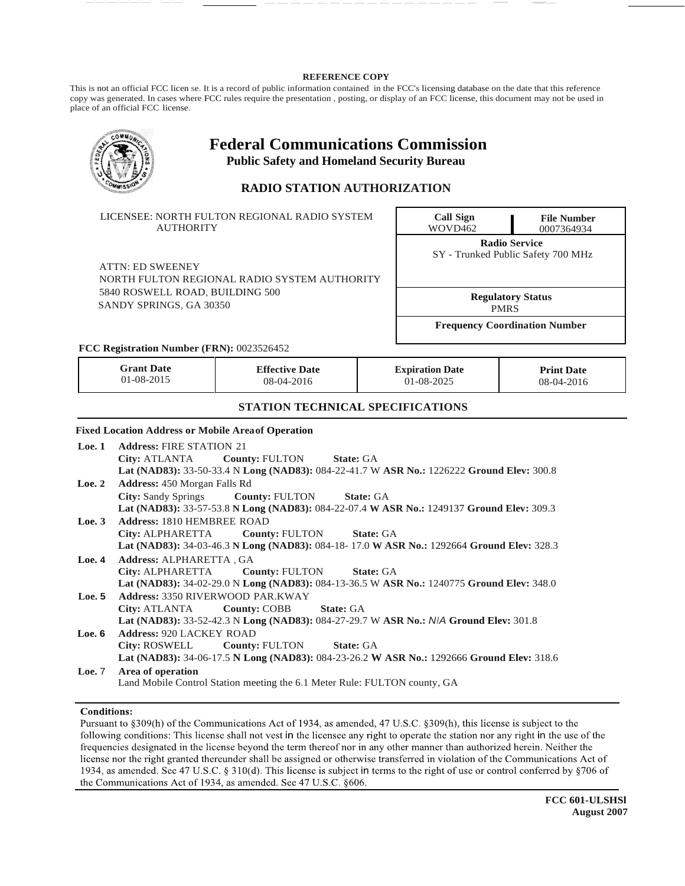**REFERENCE COPY**

This is not an official FCC licen se. It is a record of public information contained in the FCC's licensing database on the date that this reference copy was generated. In cases where FCC rules require the presentation , posting, or display of an FCC license, this document may not be used in place of an official FCC license.

# Federal Communications Commission

**Public Safety and Homeland Security Bureau**

## RADIO STATION AUTHORIZATION

LICENSEE: NORTH FULTON REGIONAL RADIO SYSTEM AUTHORITY

ATTN: ED SWEENEY
NORTH FULTON REGIONAL RADIO SYSTEM AUTHORITY
5840 ROSWELL ROAD, BUILDING 500
SANDY SPRINGS, GA 30350

| Call Sign | File Number |
|---|---|
| WOVD462 | 0007364934 |

**Radio Service**
SY - Trunked Public Safety 700 MHz

**Regulatory Status**
PMRS

**Frequency Coordination Number**

**FCC Registration Number (FRN):** 0023526452

| Grant Date | Effective Date | Expiration Date | Print Date |
|---|---|---|---|
| 01-08-2015 | 08-04-2016 | 01-08-2025 | 08-04-2016 |

### STATION TECHNICAL SPECIFICATIONS

**Fixed Location Address or Mobile Areaof Operation**

**Loe. 1** **Address:** FIRE STATION 21
**City:** ATLANTA **County:** FULTON **State:** GA
**Lat (NAD83):** 33-50-33.4 N **Long (NAD83):** 084-22-41.7 W **ASR No.:** 1226222 **Ground Elev:** 300.8

**Loe. 2** **Address:** 450 Morgan Falls Rd
**City:** Sandy Springs **County:** FULTON **State:** GA
**Lat (NAD83):** 33-57-53.8 N **Long (NAD83):** 084-22-07.4 W **ASR No.:** 1249137 **Ground Elev:** 309.3

**Loe. 3** **Address:** 1810 HEMBREE ROAD
**City:** ALPHARETTA **County:** FULTON **State:** GA
**Lat (NAD83):** 34-03-46.3 N **Long (NAD83):** 084-18- 17.0 W **ASR No.:** 1292664 **Ground Elev:** 328.3

**Loe. 4** **Address:** ALPHARETTA , GA
**City:** ALPHARETTA **County:** FULTON **State:** GA
**Lat (NAD83):** 34-02-29.0 N **Long (NAD83):** 084-13-36.5 W **ASR No.:** 1240775 **Ground Elev:** 348.0

**Loe. 5** **Address:** 3350 RIVERWOOD PAR.KWAY
**City:** ATLANTA **County:** COBB **State:** GA
**Lat (NAD83):** 33-52-42.3 N **Long (NAD83):** 084-27-29.7 W **ASR No.:** *N/A* **Ground Elev:** 301.8

**Loe. 6** **Address:** 920 LACKEY ROAD
**City:** ROSWELL **County:** FULTON **State:** GA
**Lat (NAD83):** 34-06-17.5 N **Long (NAD83):** 084-23-26.2 W **ASR No.:** 1292666 **Ground Elev:** 318.6

**Loe.** 7 **Area of operation**
Land Mobile Control Station meeting the 6.1 Meter Rule: FULTON county, GA

**Conditions:**

Pursuant to §309(h) of the Communications Act of 1934, as amended, 47 U.S.C. §309(h), this license is subject to the following conditions: This license shall not vest in the licensee any right to operate the station nor any right in the use of the frequencies designated in the license beyond the term thereof nor in any other manner than authorized herein. Neither the license nor the right granted thereunder shall be assigned or otherwise transferred in violation of the Communications Act of 1934, as amended. See 47 U.S.C. § 310(d). This license is subject in terms to the right of use or control conferred by §706 of the Communications Act of 1934, as amended. See 47 U.S.C. §606.

**FCC 601-ULSHSl**
**August 2007**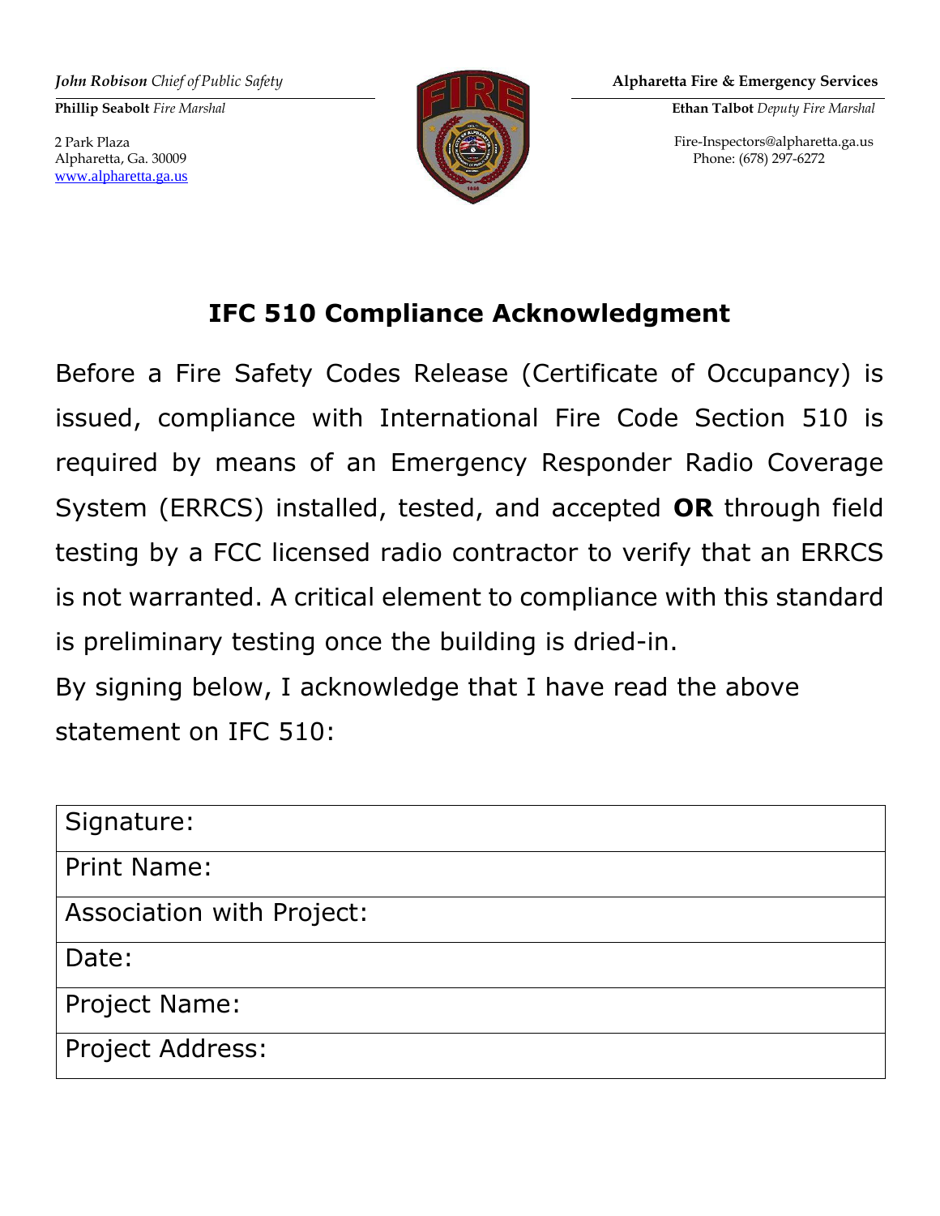*John Robison* *Chief of Public Safety*

**Phillip Seabolt** *Fire Marshal*

2 Park Plaza
Alpharetta, Ga. 30009
www.alpharetta.ga.us

**Alpharetta Fire & Emergency Services**

**Ethan Talbot** *Deputy Fire Marshal*

Fire-Inspectors@alpharetta.ga.us
Phone: (678) 297-6272

## IFC 510 Compliance Acknowledgment

Before a Fire Safety Codes Release (Certificate of Occupancy) is issued, compliance with International Fire Code Section 510 is required by means of an Emergency Responder Radio Coverage System (ERRCS) installed, tested, and accepted **OR** through field testing by a FCC licensed radio contractor to verify that an ERRCS is not warranted. A critical element to compliance with this standard is preliminary testing once the building is dried-in.

By signing below, I acknowledge that I have read the above statement on IFC 510:

| | |
|---|---|
| Signature: | |
| Print Name: | |
| Association with Project: | |
| Date: | |
| Project Name: | |
| Project Address: | |